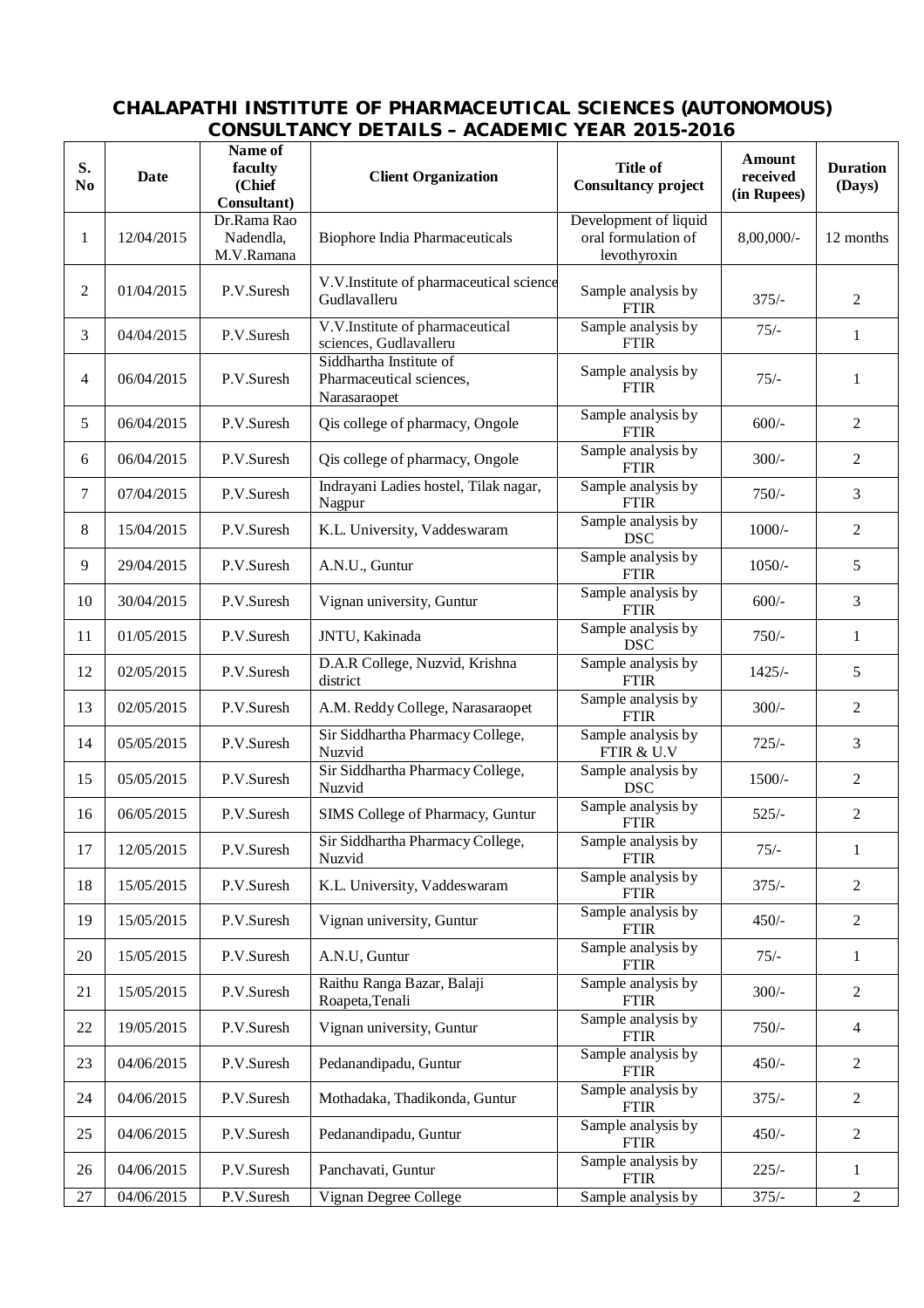# CHALAPATHI INSTITUTE OF PHARMACEUTICAL SCIENCES (AUTONOMOUS)
## CONSULTANCY DETAILS – ACADEMIC YEAR 2015-2016

| S. No | Date | Name of faculty (Chief Consultant) | Client Organization | Title of Consultancy project | Amount received (in Rupees) | Duration (Days) |
|---|---|---|---|---|---|---|
| 1 | 12/04/2015 | Dr.Rama Rao Nadendla, M.V.Ramana | Biophore India Pharmaceuticals | Development of liquid oral formulation of levothyroxin | 8,00,000/- | 12 months |
| 2 | 01/04/2015 | P.V.Suresh | V.V.Institute of pharmaceutical science Gudlavalleru | Sample analysis by FTIR | 375/- | 2 |
| 3 | 04/04/2015 | P.V.Suresh | V.V.Institute of pharmaceutical sciences, Gudlavalleru | Sample analysis by FTIR | 75/- | 1 |
| 4 | 06/04/2015 | P.V.Suresh | Siddhartha Institute of Pharmaceutical sciences, Narasaraopet | Sample analysis by FTIR | 75/- | 1 |
| 5 | 06/04/2015 | P.V.Suresh | Qis college of pharmacy, Ongole | Sample analysis by FTIR | 600/- | 2 |
| 6 | 06/04/2015 | P.V.Suresh | Qis college of pharmacy, Ongole | Sample analysis by FTIR | 300/- | 2 |
| 7 | 07/04/2015 | P.V.Suresh | Indrayani Ladies hostel, Tilak nagar, Nagpur | Sample analysis by FTIR | 750/- | 3 |
| 8 | 15/04/2015 | P.V.Suresh | K.L. University, Vaddeswaram | Sample analysis by DSC | 1000/- | 2 |
| 9 | 29/04/2015 | P.V.Suresh | A.N.U., Guntur | Sample analysis by FTIR | 1050/- | 5 |
| 10 | 30/04/2015 | P.V.Suresh | Vignan university, Guntur | Sample analysis by FTIR | 600/- | 3 |
| 11 | 01/05/2015 | P.V.Suresh | JNTU, Kakinada | Sample analysis by DSC | 750/- | 1 |
| 12 | 02/05/2015 | P.V.Suresh | D.A.R College, Nuzvid, Krishna district | Sample analysis by FTIR | 1425/- | 5 |
| 13 | 02/05/2015 | P.V.Suresh | A.M. Reddy College, Narasaraopet | Sample analysis by FTIR | 300/- | 2 |
| 14 | 05/05/2015 | P.V.Suresh | Sir Siddhartha Pharmacy College, Nuzvid | Sample analysis by FTIR & U.V | 725/- | 3 |
| 15 | 05/05/2015 | P.V.Suresh | Sir Siddhartha Pharmacy College, Nuzvid | Sample analysis by DSC | 1500/- | 2 |
| 16 | 06/05/2015 | P.V.Suresh | SIMS College of Pharmacy, Guntur | Sample analysis by FTIR | 525/- | 2 |
| 17 | 12/05/2015 | P.V.Suresh | Sir Siddhartha Pharmacy College, Nuzvid | Sample analysis by FTIR | 75/- | 1 |
| 18 | 15/05/2015 | P.V.Suresh | K.L. University, Vaddeswaram | Sample analysis by FTIR | 375/- | 2 |
| 19 | 15/05/2015 | P.V.Suresh | Vignan university, Guntur | Sample analysis by FTIR | 450/- | 2 |
| 20 | 15/05/2015 | P.V.Suresh | A.N.U, Guntur | Sample analysis by FTIR | 75/- | 1 |
| 21 | 15/05/2015 | P.V.Suresh | Raithu Ranga Bazar, Balaji Roapeta,Tenali | Sample analysis by FTIR | 300/- | 2 |
| 22 | 19/05/2015 | P.V.Suresh | Vignan university, Guntur | Sample analysis by FTIR | 750/- | 4 |
| 23 | 04/06/2015 | P.V.Suresh | Pedanandipadu, Guntur | Sample analysis by FTIR | 450/- | 2 |
| 24 | 04/06/2015 | P.V.Suresh | Mothadaka, Thadikonda, Guntur | Sample analysis by FTIR | 375/- | 2 |
| 25 | 04/06/2015 | P.V.Suresh | Pedanandipadu, Guntur | Sample analysis by FTIR | 450/- | 2 |
| 26 | 04/06/2015 | P.V.Suresh | Panchavati, Guntur | Sample analysis by FTIR | 225/- | 1 |
| 27 | 04/06/2015 | P.V.Suresh | Vignan Degree College | Sample analysis by | 375/- | 2 |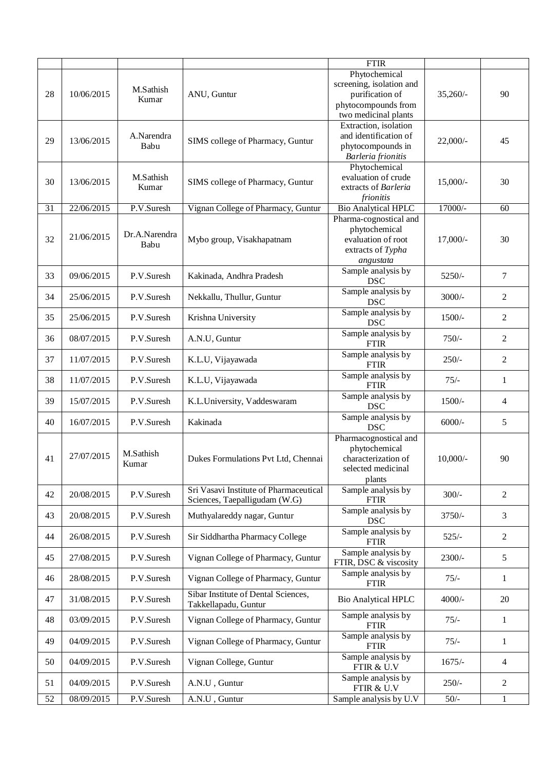|  |  |  |  | FTIR |  |  |
|---|---|---|---|---|---|---|
| 28 | 10/06/2015 | M.Sathish Kumar | ANU, Guntur | Phytochemical screening, isolation and purification of phytocompounds from two medicinal plants | 35,260/- | 90 |
| 29 | 13/06/2015 | A.Narendra Babu | SIMS college of Pharmacy, Guntur | Extraction, isolation and identification of phytocompounds in *Barleria frionitis* | 22,000/- | 45 |
| 30 | 13/06/2015 | M.Sathish Kumar | SIMS college of Pharmacy, Guntur | Phytochemical evaluation of crude extracts of *Barleria frionitis* | 15,000/- | 30 |
| 31 | 22/06/2015 | P.V.Suresh | Vignan College of Pharmacy, Guntur | Bio Analytical HPLC | 17000/- | 60 |
| 32 | 21/06/2015 | Dr.A.Narendra Babu | Mybo group, Visakhapatnam | Pharma-cognostical and phytochemical evaluation of root extracts of *Typha angustata* | 17,000/- | 30 |
| 33 | 09/06/2015 | P.V.Suresh | Kakinada, Andhra Pradesh | Sample analysis by DSC | 5250/- | 7 |
| 34 | 25/06/2015 | P.V.Suresh | Nekkallu, Thullur, Guntur | Sample analysis by DSC | 3000/- | 2 |
| 35 | 25/06/2015 | P.V.Suresh | Krishna University | Sample analysis by DSC | 1500/- | 2 |
| 36 | 08/07/2015 | P.V.Suresh | A.N.U, Guntur | Sample analysis by FTIR | 750/- | 2 |
| 37 | 11/07/2015 | P.V.Suresh | K.L.U, Vijayawada | Sample analysis by FTIR | 250/- | 2 |
| 38 | 11/07/2015 | P.V.Suresh | K.L.U, Vijayawada | Sample analysis by FTIR | 75/- | 1 |
| 39 | 15/07/2015 | P.V.Suresh | K.L.University, Vaddeswaram | Sample analysis by DSC | 1500/- | 4 |
| 40 | 16/07/2015 | P.V.Suresh | Kakinada | Sample analysis by DSC | 6000/- | 5 |
| 41 | 27/07/2015 | M.Sathish Kumar | Dukes Formulations Pvt Ltd, Chennai | Pharmacognostical and phytochemical characterization of selected medicinal plants | 10,000/- | 90 |
| 42 | 20/08/2015 | P.V.Suresh | Sri Vasavi Institute of Pharmaceutical Sciences, Taepalligudam (W.G) | Sample analysis by FTIR | 300/- | 2 |
| 43 | 20/08/2015 | P.V.Suresh | Muthyalareddy nagar, Guntur | Sample analysis by DSC | 3750/- | 3 |
| 44 | 26/08/2015 | P.V.Suresh | Sir Siddhartha Pharmacy College | Sample analysis by FTIR | 525/- | 2 |
| 45 | 27/08/2015 | P.V.Suresh | Vignan College of Pharmacy, Guntur | Sample analysis by FTIR, DSC & viscosity | 2300/- | 5 |
| 46 | 28/08/2015 | P.V.Suresh | Vignan College of Pharmacy, Guntur | Sample analysis by FTIR | 75/- | 1 |
| 47 | 31/08/2015 | P.V.Suresh | Sibar Institute of Dental Sciences, Takkellapadu, Guntur | Bio Analytical HPLC | 4000/- | 20 |
| 48 | 03/09/2015 | P.V.Suresh | Vignan College of Pharmacy, Guntur | Sample analysis by FTIR | 75/- | 1 |
| 49 | 04/09/2015 | P.V.Suresh | Vignan College of Pharmacy, Guntur | Sample analysis by FTIR | 75/- | 1 |
| 50 | 04/09/2015 | P.V.Suresh | Vignan College, Guntur | Sample analysis by FTIR & U.V | 1675/- | 4 |
| 51 | 04/09/2015 | P.V.Suresh | A.N.U , Guntur | Sample analysis by FTIR & U.V | 250/- | 2 |
| 52 | 08/09/2015 | P.V.Suresh | A.N.U , Guntur | Sample analysis by U.V | 50/- | 1 |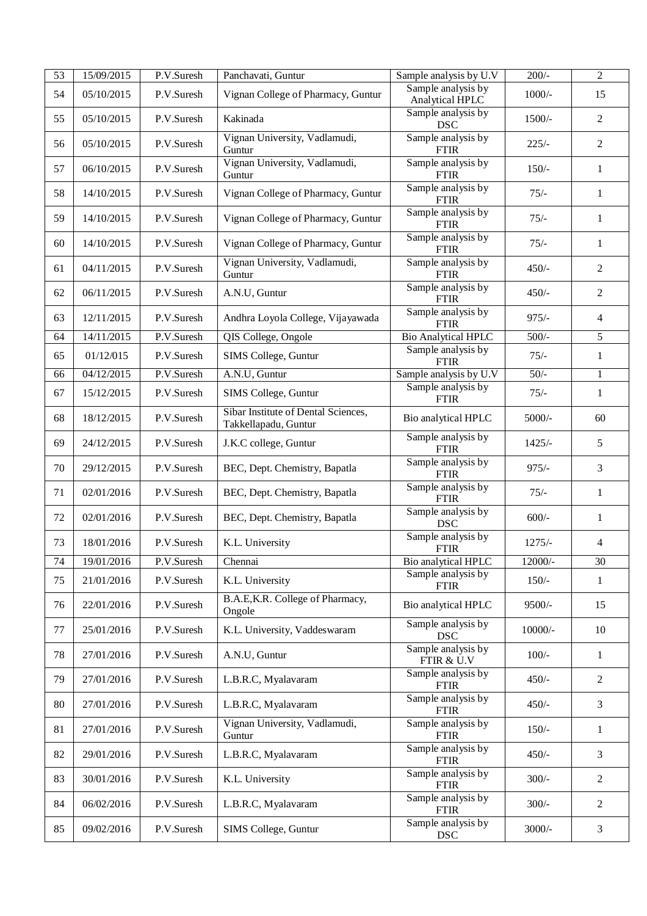| 53 | 15/09/2015 | P.V.Suresh | Panchavati, Guntur | Sample analysis by U.V | 200/- | 2 |
|---|---|---|---|---|---|---|
| 54 | 05/10/2015 | P.V.Suresh | Vignan College of Pharmacy, Guntur | Sample analysis by Analytical HPLC | 1000/- | 15 |
| 55 | 05/10/2015 | P.V.Suresh | Kakinada | Sample analysis by DSC | 1500/- | 2 |
| 56 | 05/10/2015 | P.V.Suresh | Vignan University, Vadlamudi, Guntur | Sample analysis by FTIR | 225/- | 2 |
| 57 | 06/10/2015 | P.V.Suresh | Vignan University, Vadlamudi, Guntur | Sample analysis by FTIR | 150/- | 1 |
| 58 | 14/10/2015 | P.V.Suresh | Vignan College of Pharmacy, Guntur | Sample analysis by FTIR | 75/- | 1 |
| 59 | 14/10/2015 | P.V.Suresh | Vignan College of Pharmacy, Guntur | Sample analysis by FTIR | 75/- | 1 |
| 60 | 14/10/2015 | P.V.Suresh | Vignan College of Pharmacy, Guntur | Sample analysis by FTIR | 75/- | 1 |
| 61 | 04/11/2015 | P.V.Suresh | Vignan University, Vadlamudi, Guntur | Sample analysis by FTIR | 450/- | 2 |
| 62 | 06/11/2015 | P.V.Suresh | A.N.U, Guntur | Sample analysis by FTIR | 450/- | 2 |
| 63 | 12/11/2015 | P.V.Suresh | Andhra Loyola College, Vijayawada | Sample analysis by FTIR | 975/- | 4 |
| 64 | 14/11/2015 | P.V.Suresh | QIS College, Ongole | Bio Analytical HPLC | 500/- | 5 |
| 65 | 01/12/015 | P.V.Suresh | SIMS College, Guntur | Sample analysis by FTIR | 75/- | 1 |
| 66 | 04/12/2015 | P.V.Suresh | A.N.U, Guntur | Sample analysis by U.V | 50/- | 1 |
| 67 | 15/12/2015 | P.V.Suresh | SIMS College, Guntur | Sample analysis by FTIR | 75/- | 1 |
| 68 | 18/12/2015 | P.V.Suresh | Sibar Institute of Dental Sciences, Takkellapadu, Guntur | Bio analytical HPLC | 5000/- | 60 |
| 69 | 24/12/2015 | P.V.Suresh | J.K.C college, Guntur | Sample analysis by FTIR | 1425/- | 5 |
| 70 | 29/12/2015 | P.V.Suresh | BEC, Dept. Chemistry, Bapatla | Sample analysis by FTIR | 975/- | 3 |
| 71 | 02/01/2016 | P.V.Suresh | BEC, Dept. Chemistry, Bapatla | Sample analysis by FTIR | 75/- | 1 |
| 72 | 02/01/2016 | P.V.Suresh | BEC, Dept. Chemistry, Bapatla | Sample analysis by DSC | 600/- | 1 |
| 73 | 18/01/2016 | P.V.Suresh | K.L. University | Sample analysis by FTIR | 1275/- | 4 |
| 74 | 19/01/2016 | P.V.Suresh | Chennai | Bio analytical HPLC | 12000/- | 30 |
| 75 | 21/01/2016 | P.V.Suresh | K.L. University | Sample analysis by FTIR | 150/- | 1 |
| 76 | 22/01/2016 | P.V.Suresh | B.A.E,K.R. College of Pharmacy, Ongole | Bio analytical HPLC | 9500/- | 15 |
| 77 | 25/01/2016 | P.V.Suresh | K.L. University, Vaddeswaram | Sample analysis by DSC | 10000/- | 10 |
| 78 | 27/01/2016 | P.V.Suresh | A.N.U, Guntur | Sample analysis by FTIR & U.V | 100/- | 1 |
| 79 | 27/01/2016 | P.V.Suresh | L.B.R.C, Myalavaram | Sample analysis by FTIR | 450/- | 2 |
| 80 | 27/01/2016 | P.V.Suresh | L.B.R.C, Myalavaram | Sample analysis by FTIR | 450/- | 3 |
| 81 | 27/01/2016 | P.V.Suresh | Vignan University, Vadlamudi, Guntur | Sample analysis by FTIR | 150/- | 1 |
| 82 | 29/01/2016 | P.V.Suresh | L.B.R.C, Myalavaram | Sample analysis by FTIR | 450/- | 3 |
| 83 | 30/01/2016 | P.V.Suresh | K.L. University | Sample analysis by FTIR | 300/- | 2 |
| 84 | 06/02/2016 | P.V.Suresh | L.B.R.C, Myalavaram | Sample analysis by FTIR | 300/- | 2 |
| 85 | 09/02/2016 | P.V.Suresh | SIMS College, Guntur | Sample analysis by DSC | 3000/- | 3 |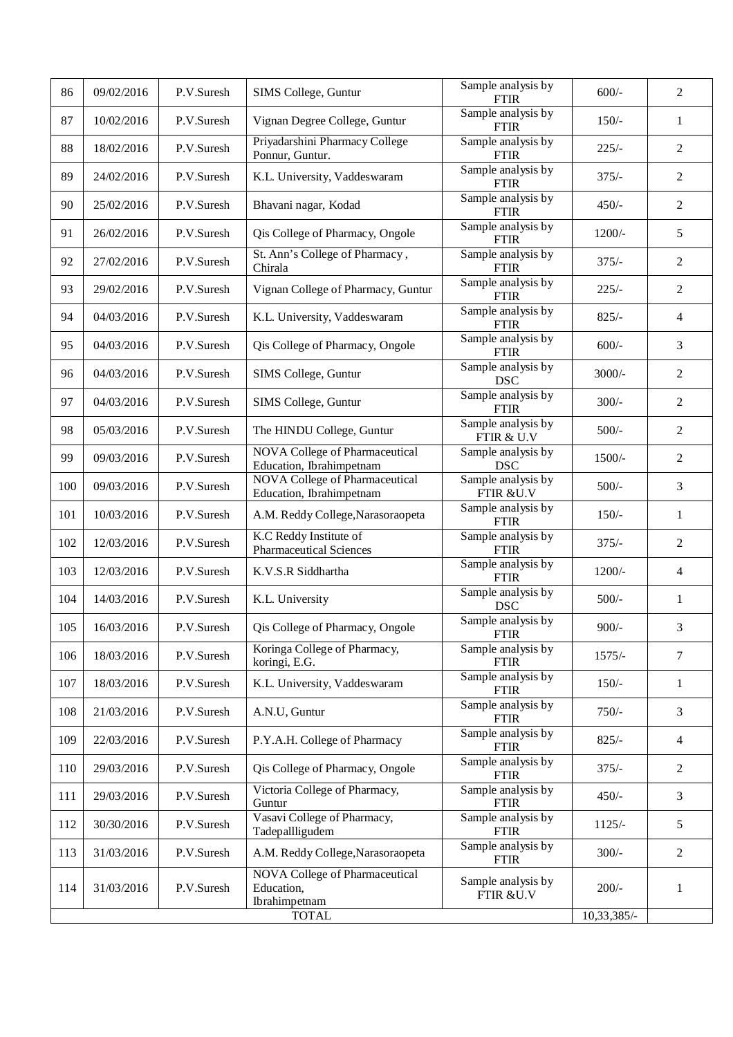| | | | | | | |
|---|---|---|---|---|---|---|
| 86 | 09/02/2016 | P.V.Suresh | SIMS College, Guntur | Sample analysis by FTIR | 600/- | 2 |
| 87 | 10/02/2016 | P.V.Suresh | Vignan Degree College, Guntur | Sample analysis by FTIR | 150/- | 1 |
| 88 | 18/02/2016 | P.V.Suresh | Priyadarshini Pharmacy College Ponnur, Guntur. | Sample analysis by FTIR | 225/- | 2 |
| 89 | 24/02/2016 | P.V.Suresh | K.L. University, Vaddeswaram | Sample analysis by FTIR | 375/- | 2 |
| 90 | 25/02/2016 | P.V.Suresh | Bhavani nagar, Kodad | Sample analysis by FTIR | 450/- | 2 |
| 91 | 26/02/2016 | P.V.Suresh | Qis College of Pharmacy, Ongole | Sample analysis by FTIR | 1200/- | 5 |
| 92 | 27/02/2016 | P.V.Suresh | St. Ann's College of Pharmacy , Chirala | Sample analysis by FTIR | 375/- | 2 |
| 93 | 29/02/2016 | P.V.Suresh | Vignan College of Pharmacy, Guntur | Sample analysis by FTIR | 225/- | 2 |
| 94 | 04/03/2016 | P.V.Suresh | K.L. University, Vaddeswaram | Sample analysis by FTIR | 825/- | 4 |
| 95 | 04/03/2016 | P.V.Suresh | Qis College of Pharmacy, Ongole | Sample analysis by FTIR | 600/- | 3 |
| 96 | 04/03/2016 | P.V.Suresh | SIMS College, Guntur | Sample analysis by DSC | 3000/- | 2 |
| 97 | 04/03/2016 | P.V.Suresh | SIMS College, Guntur | Sample analysis by FTIR | 300/- | 2 |
| 98 | 05/03/2016 | P.V.Suresh | The HINDU College, Guntur | Sample analysis by FTIR & U.V | 500/- | 2 |
| 99 | 09/03/2016 | P.V.Suresh | NOVA College of Pharmaceutical Education, Ibrahimpetnam | Sample analysis by DSC | 1500/- | 2 |
| 100 | 09/03/2016 | P.V.Suresh | NOVA College of Pharmaceutical Education, Ibrahimpetnam | Sample analysis by FTIR &U.V | 500/- | 3 |
| 101 | 10/03/2016 | P.V.Suresh | A.M. Reddy College,Narasoraopeta | Sample analysis by FTIR | 150/- | 1 |
| 102 | 12/03/2016 | P.V.Suresh | K.C Reddy Institute of Pharmaceutical Sciences | Sample analysis by FTIR | 375/- | 2 |
| 103 | 12/03/2016 | P.V.Suresh | K.V.S.R Siddhartha | Sample analysis by FTIR | 1200/- | 4 |
| 104 | 14/03/2016 | P.V.Suresh | K.L. University | Sample analysis by DSC | 500/- | 1 |
| 105 | 16/03/2016 | P.V.Suresh | Qis College of Pharmacy, Ongole | Sample analysis by FTIR | 900/- | 3 |
| 106 | 18/03/2016 | P.V.Suresh | Koringa College of Pharmacy, koringi, E.G. | Sample analysis by FTIR | 1575/- | 7 |
| 107 | 18/03/2016 | P.V.Suresh | K.L. University, Vaddeswaram | Sample analysis by FTIR | 150/- | 1 |
| 108 | 21/03/2016 | P.V.Suresh | A.N.U, Guntur | Sample analysis by FTIR | 750/- | 3 |
| 109 | 22/03/2016 | P.V.Suresh | P.Y.A.H. College of Pharmacy | Sample analysis by FTIR | 825/- | 4 |
| 110 | 29/03/2016 | P.V.Suresh | Qis College of Pharmacy, Ongole | Sample analysis by FTIR | 375/- | 2 |
| 111 | 29/03/2016 | P.V.Suresh | Victoria College of Pharmacy, Guntur | Sample analysis by FTIR | 450/- | 3 |
| 112 | 30/30/2016 | P.V.Suresh | Vasavi College of Pharmacy, Tadepallligudem | Sample analysis by FTIR | 1125/- | 5 |
| 113 | 31/03/2016 | P.V.Suresh | A.M. Reddy College,Narasoraopeta | Sample analysis by FTIR | 300/- | 2 |
| 114 | 31/03/2016 | P.V.Suresh | NOVA College of Pharmaceutical Education, Ibrahimpetnam | Sample analysis by FTIR &U.V | 200/- | 1 |
| TOTAL | | | | | 10,33,385/- | |